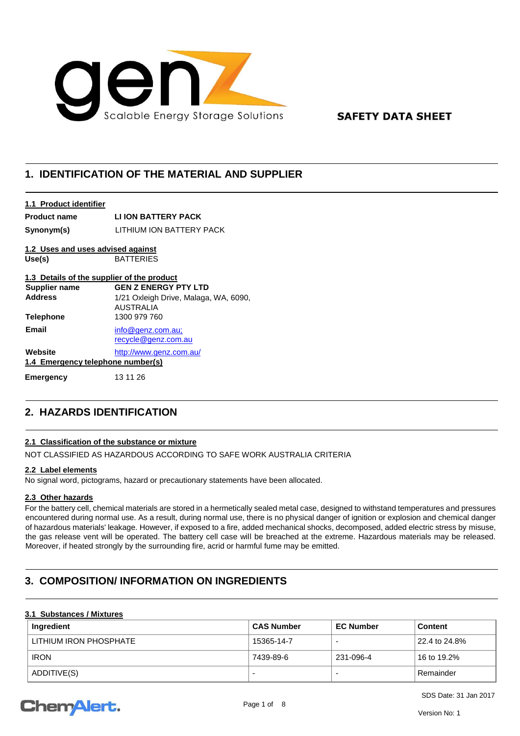genZ Scalable Energy Storage Solutions

**SAFETY DATA SHEET**

# 1. IDENTIFICATION OF THE MATERIAL AND SUPPLIER

## 1.1 Product identifier

| | |
|---|---|
| **Product name** | **LI ION BATTERY PACK** |
| **Synonym(s)** | LITHIUM ION BATTERY PACK |

## 1.2 Uses and uses advised against

| | |
|---|---|
| **Use(s)** | BATTERIES |

## 1.3 Details of the supplier of the product

| | |
|---|---|
| **Supplier name** | **GEN Z ENERGY PTY LTD** |
| **Address** | 1/21 Oxleigh Drive, Malaga, WA, 6090, AUSTRALIA |
| **Telephone** | 1300 979 760 |
| **Email** | info@genz.com.au; recycle@genz.com.au |
| **Website** | http://www.genz.com.au/ |

## 1.4 Emergency telephone number(s)

| | |
|---|---|
| **Emergency** | 13 11 26 |

# 2. HAZARDS IDENTIFICATION

## 2.1 Classification of the substance or mixture

NOT CLASSIFIED AS HAZARDOUS ACCORDING TO SAFE WORK AUSTRALIA CRITERIA

## 2.2 Label elements

No signal word, pictograms, hazard or precautionary statements have been allocated.

## 2.3 Other hazards

For the battery cell, chemical materials are stored in a hermetically sealed metal case, designed to withstand temperatures and pressures encountered during normal use. As a result, during normal use, there is no physical danger of ignition or explosion and chemical danger of hazardous materials' leakage. However, if exposed to a fire, added mechanical shocks, decomposed, added electric stress by misuse, the gas release vent will be operated. The battery cell case will be breached at the extreme. Hazardous materials may be released. Moreover, if heated strongly by the surrounding fire, acrid or harmful fume may be emitted.

# 3. COMPOSITION/ INFORMATION ON INGREDIENTS

## 3.1 Substances / Mixtures

| Ingredient | CAS Number | EC Number | Content |
|---|---|---|---|
| LITHIUM IRON PHOSPHATE | 15365-14-7 | - | 22.4 to 24.8% |
| IRON | 7439-89-6 | 231-096-4 | 16 to 19.2% |
| ADDITIVE(S) | - | - | Remainder |

SDS Date: 31 Jan 2017

Version No: 1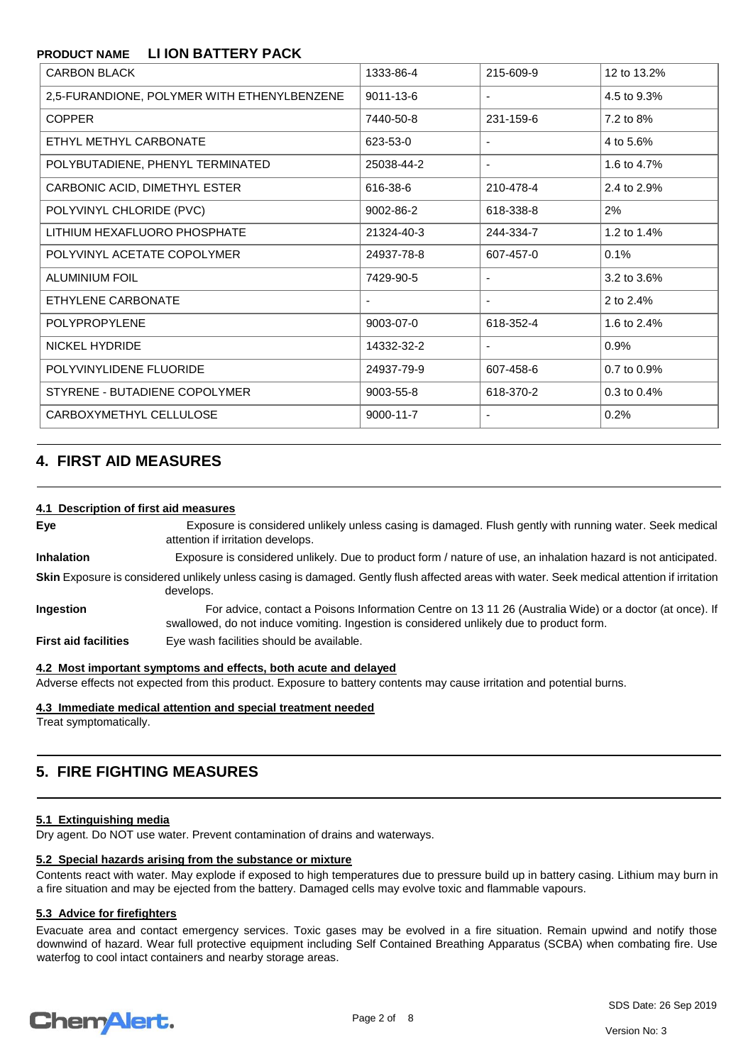**PRODUCT NAME LI ION BATTERY PACK**

| CARBON BLACK | 1333-86-4 | 215-609-9 | 12 to 13.2% |
|---|---|---|---|
| 2,5-FURANDIONE, POLYMER WITH ETHENYLBENZENE | 9011-13-6 | - | 4.5 to 9.3% |
| COPPER | 7440-50-8 | 231-159-6 | 7.2 to 8% |
| ETHYL METHYL CARBONATE | 623-53-0 | - | 4 to 5.6% |
| POLYBUTADIENE, PHENYL TERMINATED | 25038-44-2 | - | 1.6 to 4.7% |
| CARBONIC ACID, DIMETHYL ESTER | 616-38-6 | 210-478-4 | 2.4 to 2.9% |
| POLYVINYL CHLORIDE (PVC) | 9002-86-2 | 618-338-8 | 2% |
| LITHIUM HEXAFLUORO PHOSPHATE | 21324-40-3 | 244-334-7 | 1.2 to 1.4% |
| POLYVINYL ACETATE COPOLYMER | 24937-78-8 | 607-457-0 | 0.1% |
| ALUMINIUM FOIL | 7429-90-5 | - | 3.2 to 3.6% |
| ETHYLENE CARBONATE | - | - | 2 to 2.4% |
| POLYPROPYLENE | 9003-07-0 | 618-352-4 | 1.6 to 2.4% |
| NICKEL HYDRIDE | 14332-32-2 | - | 0.9% |
| POLYVINYLIDENE FLUORIDE | 24937-79-9 | 607-458-6 | 0.7 to 0.9% |
| STYRENE - BUTADIENE COPOLYMER | 9003-55-8 | 618-370-2 | 0.3 to 0.4% |
| CARBOXYMETHYL CELLULOSE | 9000-11-7 | - | 0.2% |

## 4. FIRST AID MEASURES

### 4.1 Description of first aid measures

**Eye** Exposure is considered unlikely unless casing is damaged. Flush gently with running water. Seek medical attention if irritation develops.

**Inhalation** Exposure is considered unlikely. Due to product form / nature of use, an inhalation hazard is not anticipated.

**Skin** Exposure is considered unlikely unless casing is damaged. Gently flush affected areas with water. Seek medical attention if irritation develops.

**Ingestion** For advice, contact a Poisons Information Centre on 13 11 26 (Australia Wide) or a doctor (at once). If swallowed, do not induce vomiting. Ingestion is considered unlikely due to product form.

**First aid facilities** Eye wash facilities should be available.

### 4.2 Most important symptoms and effects, both acute and delayed

Adverse effects not expected from this product. Exposure to battery contents may cause irritation and potential burns.

### 4.3 Immediate medical attention and special treatment needed

Treat symptomatically.

## 5. FIRE FIGHTING MEASURES

### 5.1 Extinguishing media

Dry agent. Do NOT use water. Prevent contamination of drains and waterways.

### 5.2 Special hazards arising from the substance or mixture

Contents react with water. May explode if exposed to high temperatures due to pressure build up in battery casing. Lithium may burn in a fire situation and may be ejected from the battery. Damaged cells may evolve toxic and flammable vapours.

### 5.3 Advice for firefighters

Evacuate area and contact emergency services. Toxic gases may be evolved in a fire situation. Remain upwind and notify those downwind of hazard. Wear full protective equipment including Self Contained Breathing Apparatus (SCBA) when combating fire. Use waterfog to cool intact containers and nearby storage areas.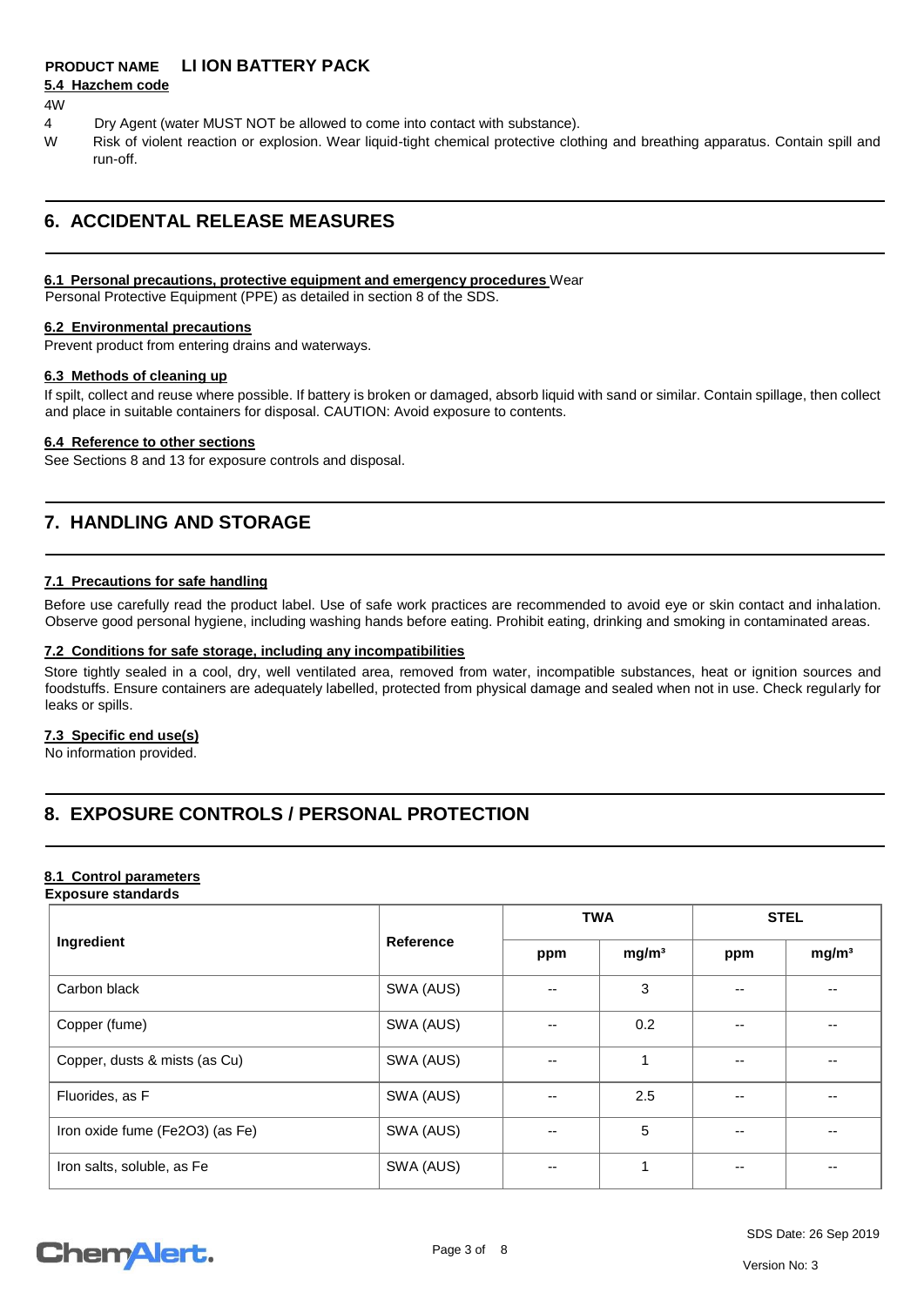**PRODUCT NAME LI ION BATTERY PACK**

### 5.4 Hazchem code

4W

4 Dry Agent (water MUST NOT be allowed to come into contact with substance).

W Risk of violent reaction or explosion. Wear liquid-tight chemical protective clothing and breathing apparatus. Contain spill and run-off.

## 6. ACCIDENTAL RELEASE MEASURES

### 6.1 Personal precautions, protective equipment and emergency procedures

Wear Personal Protective Equipment (PPE) as detailed in section 8 of the SDS.

### 6.2 Environmental precautions

Prevent product from entering drains and waterways.

### 6.3 Methods of cleaning up

If spilt, collect and reuse where possible. If battery is broken or damaged, absorb liquid with sand or similar. Contain spillage, then collect and place in suitable containers for disposal. CAUTION: Avoid exposure to contents.

### 6.4 Reference to other sections

See Sections 8 and 13 for exposure controls and disposal.

## 7. HANDLING AND STORAGE

### 7.1 Precautions for safe handling

Before use carefully read the product label. Use of safe work practices are recommended to avoid eye or skin contact and inhalation. Observe good personal hygiene, including washing hands before eating. Prohibit eating, drinking and smoking in contaminated areas.

### 7.2 Conditions for safe storage, including any incompatibilities

Store tightly sealed in a cool, dry, well ventilated area, removed from water, incompatible substances, heat or ignition sources and foodstuffs. Ensure containers are adequately labelled, protected from physical damage and sealed when not in use. Check regularly for leaks or spills.

### 7.3 Specific end use(s)

No information provided.

## 8. EXPOSURE CONTROLS / PERSONAL PROTECTION

### 8.1 Control parameters

**Exposure standards**

| Ingredient | Reference | TWA | | STEL | |
|---|---|---|---|---|---|
| | | ppm | $mg/m^3$ | ppm | $mg/m^3$ |
| Carbon black | SWA (AUS) | -- | 3 | -- | -- |
| Copper (fume) | SWA (AUS) | -- | 0.2 | -- | -- |
| Copper, dusts & mists (as Cu) | SWA (AUS) | -- | 1 | -- | -- |
| Fluorides, as F | SWA (AUS) | -- | 2.5 | -- | -- |
| Iron oxide fume ($Fe_2O_3$) (as Fe) | SWA (AUS) | -- | 5 | -- | -- |
| Iron salts, soluble, as Fe | SWA (AUS) | -- | 1 | -- | -- |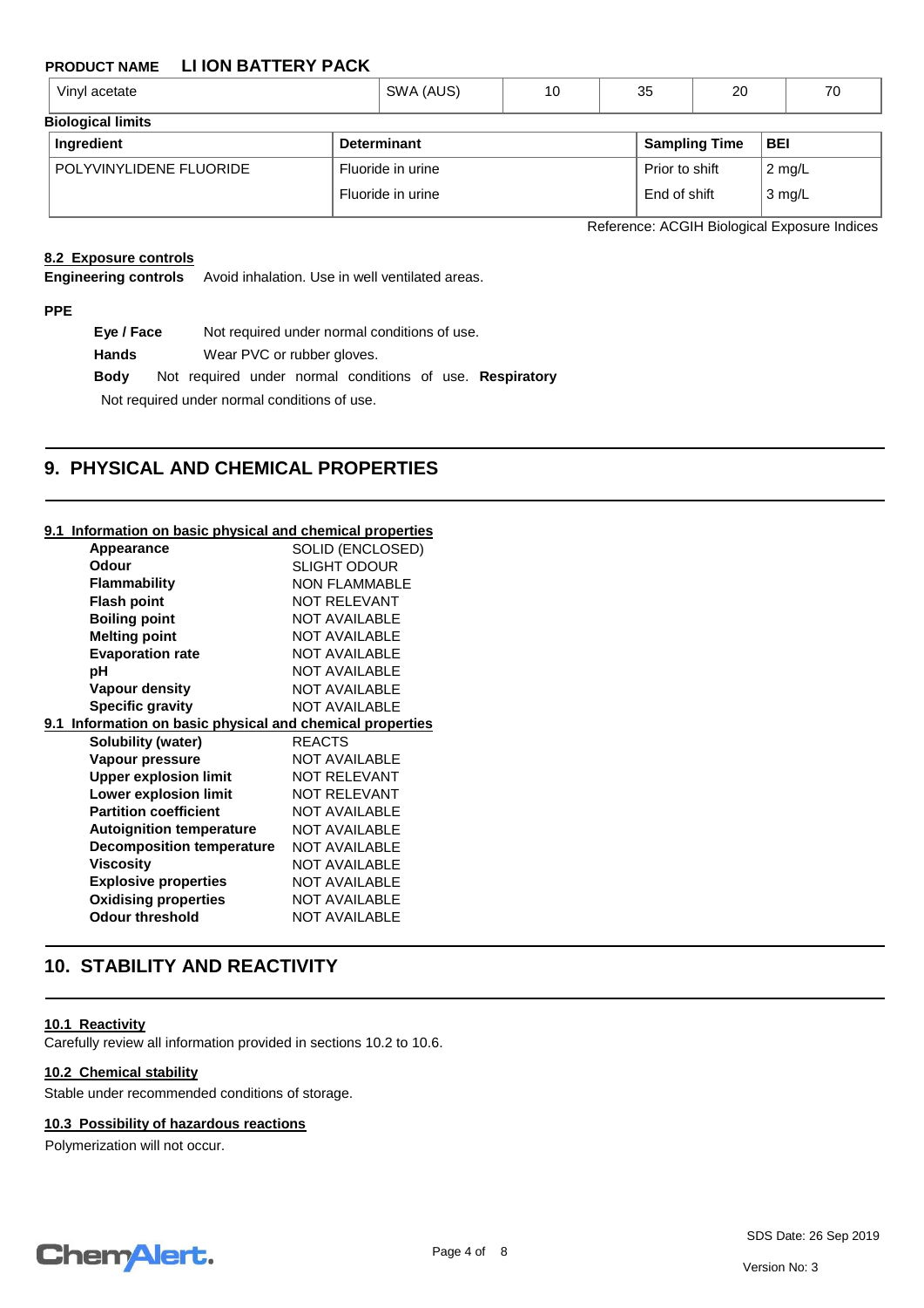| Vinyl acetate | SWA (AUS) | 10 | 35 | 20 | 70 |
|---|---|---|---|---|---|

**Biological limits**

| Ingredient | Determinant | Sampling Time | BEI |
|---|---|---|---|
| POLYVINYLIDENE FLUORIDE | Fluoride in urine | Prior to shift | 2 mg/L |
| | Fluoride in urine | End of shift | 3 mg/L |

Reference: ACGIH Biological Exposure Indices

**8.2 Exposure controls**

**Engineering controls** Avoid inhalation. Use in well ventilated areas.

**PPE**

**Eye / Face** Not required under normal conditions of use.

**Hands** Wear PVC or rubber gloves.

**Body** Not required under normal conditions of use.

**Respiratory** Not required under normal conditions of use.

## 9. PHYSICAL AND CHEMICAL PROPERTIES

**9.1 Information on basic physical and chemical properties**

| | |
|---|---|
| **Appearance** | SOLID (ENCLOSED) |
| **Odour** | SLIGHT ODOUR |
| **Flammability** | NON FLAMMABLE |
| **Flash point** | NOT RELEVANT |
| **Boiling point** | NOT AVAILABLE |
| **Melting point** | NOT AVAILABLE |
| **Evaporation rate** | NOT AVAILABLE |
| **pH** | NOT AVAILABLE |
| **Vapour density** | NOT AVAILABLE |
| **Specific gravity** | NOT AVAILABLE |

**9.1 Information on basic physical and chemical properties**

| | |
|---|---|
| **Solubility (water)** | REACTS |
| **Vapour pressure** | NOT AVAILABLE |
| **Upper explosion limit** | NOT RELEVANT |
| **Lower explosion limit** | NOT RELEVANT |
| **Partition coefficient** | NOT AVAILABLE |
| **Autoignition temperature** | NOT AVAILABLE |
| **Decomposition temperature** | NOT AVAILABLE |
| **Viscosity** | NOT AVAILABLE |
| **Explosive properties** | NOT AVAILABLE |
| **Oxidising properties** | NOT AVAILABLE |
| **Odour threshold** | NOT AVAILABLE |

## 10. STABILITY AND REACTIVITY

**10.1 Reactivity**

Carefully review all information provided in sections 10.2 to 10.6.

**10.2 Chemical stability**

Stable under recommended conditions of storage.

**10.3 Possibility of hazardous reactions**

Polymerization will not occur.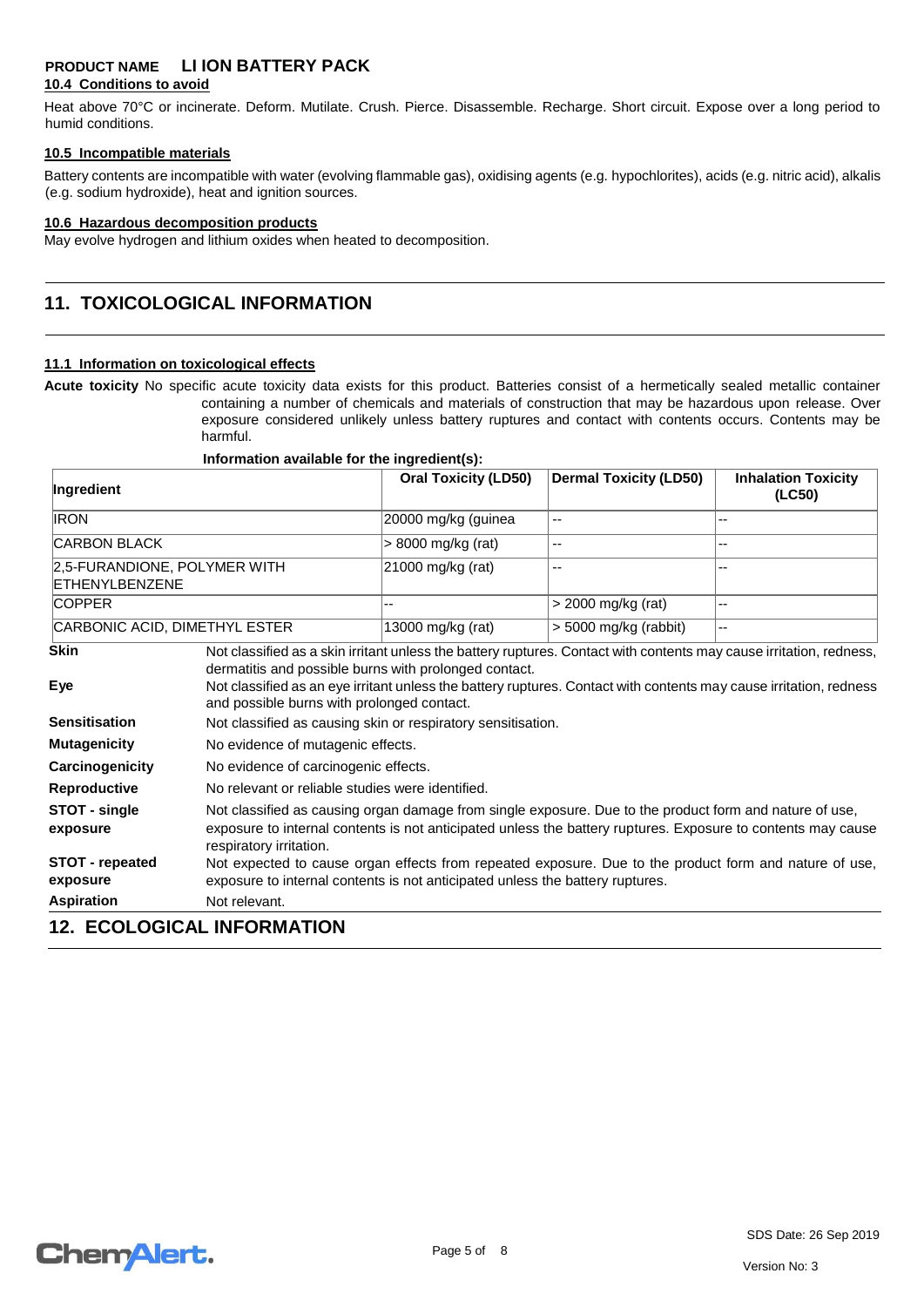### 10.4 Conditions to avoid

Heat above 70°C or incinerate. Deform. Mutilate. Crush. Pierce. Disassemble. Recharge. Short circuit. Expose over a long period to humid conditions.

### 10.5 Incompatible materials

Battery contents are incompatible with water (evolving flammable gas), oxidising agents (e.g. hypochlorites), acids (e.g. nitric acid), alkalis (e.g. sodium hydroxide), heat and ignition sources.

### 10.6 Hazardous decomposition products

May evolve hydrogen and lithium oxides when heated to decomposition.

## 11. TOXICOLOGICAL INFORMATION

### 11.1 Information on toxicological effects

**Acute toxicity** No specific acute toxicity data exists for this product. Batteries consist of a hermetically sealed metallic container containing a number of chemicals and materials of construction that may be hazardous upon release. Over exposure considered unlikely unless battery ruptures and contact with contents occurs. Contents may be harmful.

**Information available for the ingredient(s):**

| Ingredient | Oral Toxicity (LD50) | Dermal Toxicity (LD50) | Inhalation Toxicity (LC50) |
|---|---|---|---|
| IRON | 20000 mg/kg (guinea | -- | -- |
| CARBON BLACK | > 8000 mg/kg (rat) | -- | -- |
| 2,5-FURANDIONE, POLYMER WITH ETHENYLBENZENE | 21000 mg/kg (rat) | -- | -- |
| COPPER | -- | > 2000 mg/kg (rat) | -- |
| CARBONIC ACID, DIMETHYL ESTER | 13000 mg/kg (rat) | > 5000 mg/kg (rabbit) | -- |

**Skin** Not classified as a skin irritant unless the battery ruptures. Contact with contents may cause irritation, redness, dermatitis and possible burns with prolonged contact.

**Eye** Not classified as an eye irritant unless the battery ruptures. Contact with contents may cause irritation, redness and possible burns with prolonged contact.

**Sensitisation** Not classified as causing skin or respiratory sensitisation.

**Mutagenicity** No evidence of mutagenic effects.

**Carcinogenicity** No evidence of carcinogenic effects.

**Reproductive** No relevant or reliable studies were identified.

**STOT - single exposure** Not classified as causing organ damage from single exposure. Due to the product form and nature of use, exposure to internal contents is not anticipated unless the battery ruptures. Exposure to contents may cause respiratory irritation.

**STOT - repeated exposure** Not expected to cause organ effects from repeated exposure. Due to the product form and nature of use, exposure to internal contents is not anticipated unless the battery ruptures.

**Aspiration** Not relevant.

## 12. ECOLOGICAL INFORMATION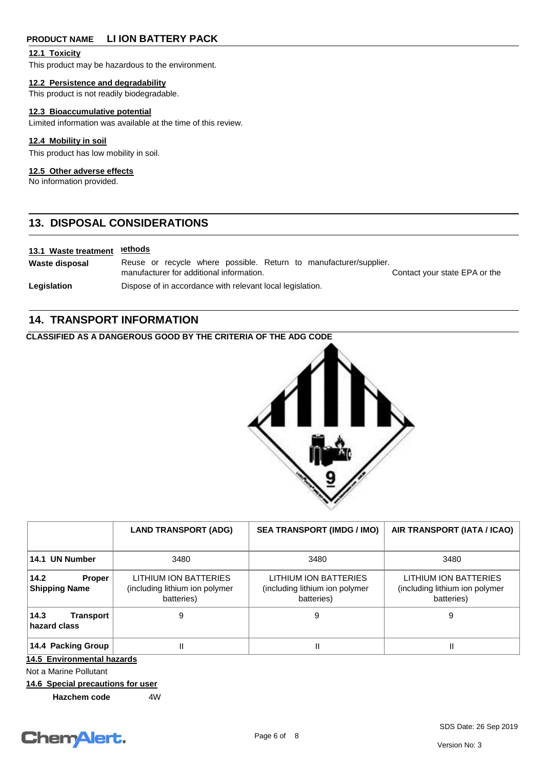**PRODUCT NAME LI ION BATTERY PACK**

**12.1 Toxicity**

This product may be hazardous to the environment.

**12.2 Persistence and degradability**

This product is not readily biodegradable.

**12.3 Bioaccumulative potential**

Limited information was available at the time of this review.

**12.4 Mobility in soil**

This product has low mobility in soil.

**12.5 Other adverse effects**

No information provided.

## 13. DISPOSAL CONSIDERATIONS

**13.1 Waste treatment methods**

| | |
|---|---|
| **Waste disposal** | Reuse or recycle where possible. Return to manufacturer/supplier. Contact your state EPA or the manufacturer for additional information. |
| **Legislation** | Dispose of in accordance with relevant local legislation. |

## 14. TRANSPORT INFORMATION

**CLASSIFIED AS A DANGEROUS GOOD BY THE CRITERIA OF THE ADG CODE**

| | LAND TRANSPORT (ADG) | SEA TRANSPORT (IMDG / IMO) | AIR TRANSPORT (IATA / ICAO) |
|---|---|---|---|
| **14.1 UN Number** | 3480 | 3480 | 3480 |
| **14.2 Proper Shipping Name** | LITHIUM ION BATTERIES (including lithium ion polymer batteries) | LITHIUM ION BATTERIES (including lithium ion polymer batteries) | LITHIUM ION BATTERIES (including lithium ion polymer batteries) |
| **14.3 Transport hazard class** | 9 | 9 | 9 |
| **14.4 Packing Group** | II | II | II |

**14.5 Environmental hazards**

Not a Marine Pollutant

**14.6 Special precautions for user**

**Hazchem code** 4W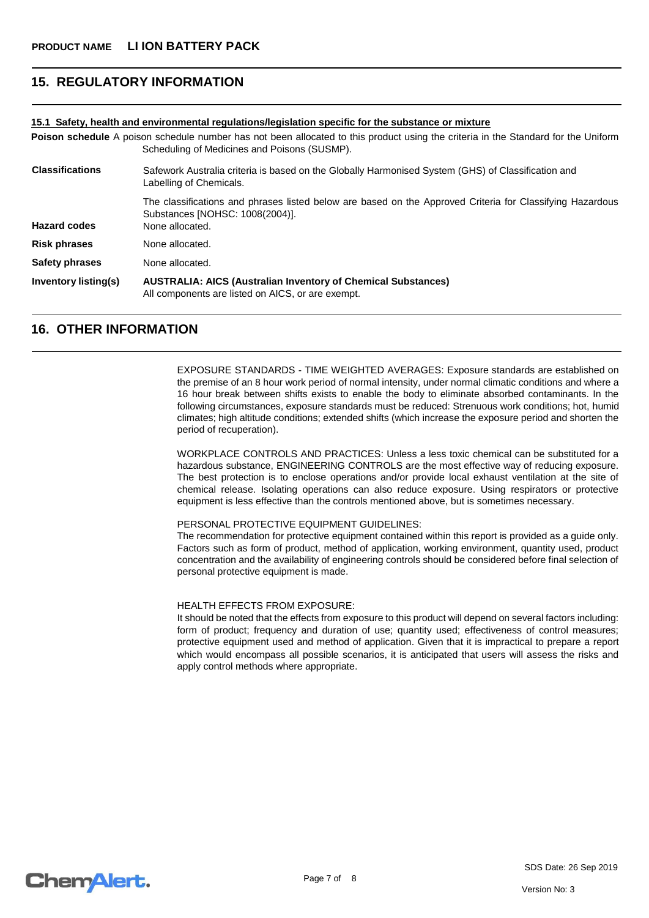## 15. REGULATORY INFORMATION

**15.1 Safety, health and environmental regulations/legislation specific for the substance or mixture**

**Poison schedule** A poison schedule number has not been allocated to this product using the criteria in the Standard for the Uniform Scheduling of Medicines and Poisons (SUSMP).

**Classifications** Safework Australia criteria is based on the Globally Harmonised System (GHS) of Classification and Labelling of Chemicals.

The classifications and phrases listed below are based on the Approved Criteria for Classifying Hazardous Substances [NOHSC: 1008(2004)].

**Hazard codes** None allocated.

**Risk phrases** None allocated.

**Safety phrases** None allocated.

**Inventory listing(s)** **AUSTRALIA: AICS (Australian Inventory of Chemical Substances)**
All components are listed on AICS, or are exempt.

## 16. OTHER INFORMATION

EXPOSURE STANDARDS - TIME WEIGHTED AVERAGES: Exposure standards are established on the premise of an 8 hour work period of normal intensity, under normal climatic conditions and where a 16 hour break between shifts exists to enable the body to eliminate absorbed contaminants. In the following circumstances, exposure standards must be reduced: Strenuous work conditions; hot, humid climates; high altitude conditions; extended shifts (which increase the exposure period and shorten the period of recuperation).

WORKPLACE CONTROLS AND PRACTICES: Unless a less toxic chemical can be substituted for a hazardous substance, ENGINEERING CONTROLS are the most effective way of reducing exposure. The best protection is to enclose operations and/or provide local exhaust ventilation at the site of chemical release. Isolating operations can also reduce exposure. Using respirators or protective equipment is less effective than the controls mentioned above, but is sometimes necessary.

PERSONAL PROTECTIVE EQUIPMENT GUIDELINES:
The recommendation for protective equipment contained within this report is provided as a guide only. Factors such as form of product, method of application, working environment, quantity used, product concentration and the availability of engineering controls should be considered before final selection of personal protective equipment is made.

HEALTH EFFECTS FROM EXPOSURE:
It should be noted that the effects from exposure to this product will depend on several factors including: form of product; frequency and duration of use; quantity used; effectiveness of control measures; protective equipment used and method of application. Given that it is impractical to prepare a report which would encompass all possible scenarios, it is anticipated that users will assess the risks and apply control methods where appropriate.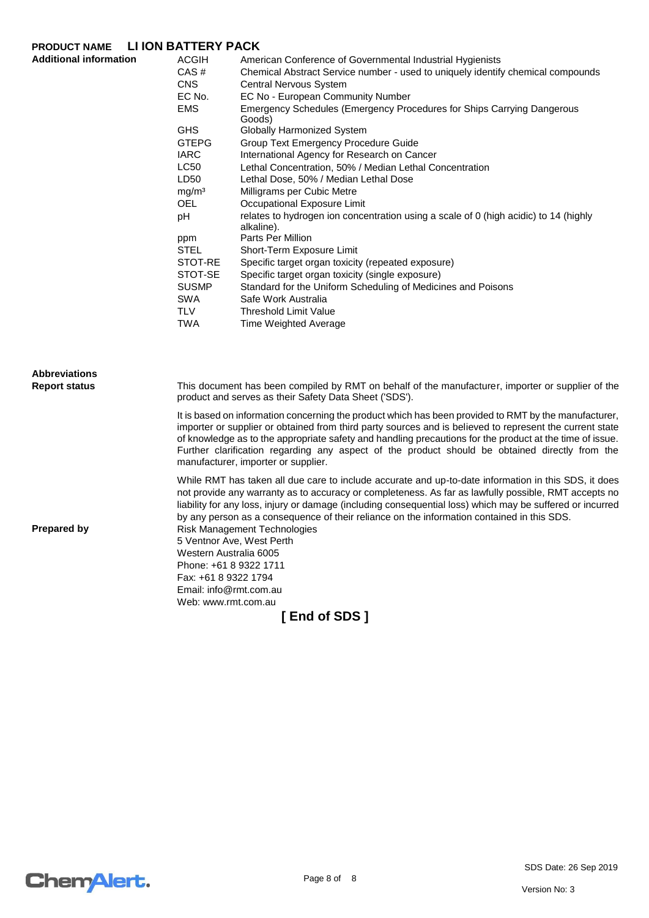**PRODUCT NAME LI ION BATTERY PACK**

**Additional information**

| | |
|---|---|
| ACGIH | American Conference of Governmental Industrial Hygienists |
| CAS # | Chemical Abstract Service number - used to uniquely identify chemical compounds |
| CNS | Central Nervous System |
| EC No. | EC No - European Community Number |
| EMS | Emergency Schedules (Emergency Procedures for Ships Carrying Dangerous Goods) |
| GHS | Globally Harmonized System |
| GTEPG | Group Text Emergency Procedure Guide |
| IARC | International Agency for Research on Cancer |
| LC50 | Lethal Concentration, 50% / Median Lethal Concentration |
| LD50 | Lethal Dose, 50% / Median Lethal Dose |
| $mg/m^3$ | Milligrams per Cubic Metre |
| OEL | Occupational Exposure Limit |
| pH | relates to hydrogen ion concentration using a scale of 0 (high acidic) to 14 (highly alkaline). |
| ppm | Parts Per Million |
| STEL | Short-Term Exposure Limit |
| STOT-RE | Specific target organ toxicity (repeated exposure) |
| STOT-SE | Specific target organ toxicity (single exposure) |
| SUSMP | Standard for the Uniform Scheduling of Medicines and Poisons |
| SWA | Safe Work Australia |
| TLV | Threshold Limit Value |
| TWA | Time Weighted Average |

**Abbreviations**

**Report status**

This document has been compiled by RMT on behalf of the manufacturer, importer or supplier of the product and serves as their Safety Data Sheet ('SDS').

It is based on information concerning the product which has been provided to RMT by the manufacturer, importer or supplier or obtained from third party sources and is believed to represent the current state of knowledge as to the appropriate safety and handling precautions for the product at the time of issue. Further clarification regarding any aspect of the product should be obtained directly from the manufacturer, importer or supplier.

While RMT has taken all due care to include accurate and up-to-date information in this SDS, it does not provide any warranty as to accuracy or completeness. As far as lawfully possible, RMT accepts no liability for any loss, injury or damage (including consequential loss) which may be suffered or incurred by any person as a consequence of their reliance on the information contained in this SDS.

**Prepared by**

Risk Management Technologies
5 Ventnor Ave, West Perth
Western Australia 6005
Phone: +61 8 9322 1711
Fax: +61 8 9322 1794
Email: info@rmt.com.au
Web: www.rmt.com.au

**[ End of SDS ]**

SDS Date: 26 Sep 2019

Version No: 3